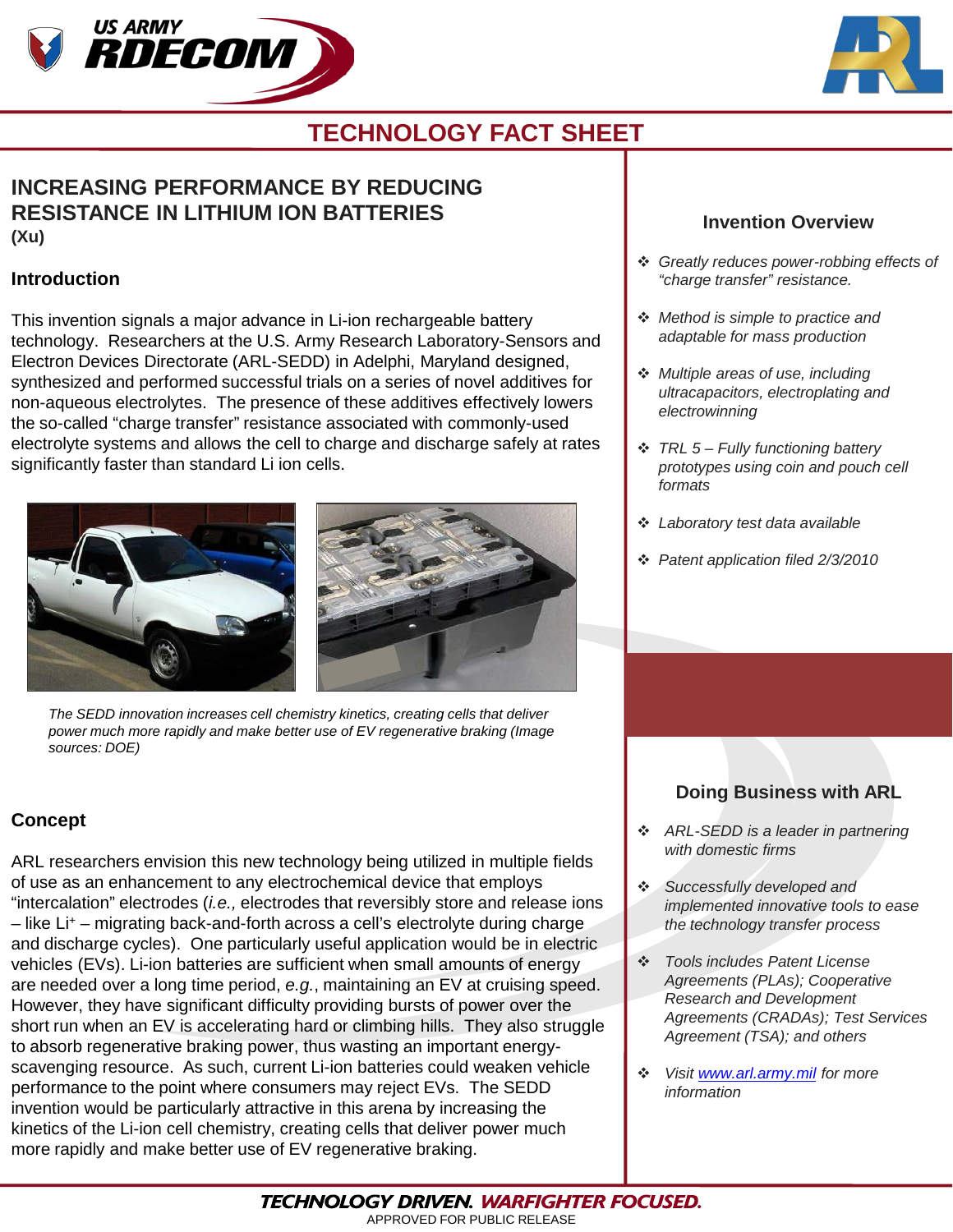# TECHNOLOGY FACT SHEET

## INCREASING PERFORMANCE BY REDUCING RESISTANCE IN LITHIUM ION BATTERIES

**(Xu)**

### Introduction

This invention signals a major advance in Li-ion rechargeable battery technology. Researchers at the U.S. Army Research Laboratory-Sensors and Electron Devices Directorate (ARL-SEDD) in Adelphi, Maryland designed, synthesized and performed successful trials on a series of novel additives for non-aqueous electrolytes. The presence of these additives effectively lowers the so-called "charge transfer" resistance associated with commonly-used electrolyte systems and allows the cell to charge and discharge safely at rates significantly faster than standard Li ion cells.

*The SEDD innovation increases cell chemistry kinetics, creating cells that deliver power much more rapidly and make better use of EV regenerative braking (Image sources: DOE)*

### Concept

ARL researchers envision this new technology being utilized in multiple fields of use as an enhancement to any electrochemical device that employs "intercalation" electrodes (*i.e.,* electrodes that reversibly store and release ions – like $Li^+$ – migrating back-and-forth across a cell's electrolyte during charge and discharge cycles). One particularly useful application would be in electric vehicles (EVs). Li-ion batteries are sufficient when small amounts of energy are needed over a long time period, *e.g.*, maintaining an EV at cruising speed. However, they have significant difficulty providing bursts of power over the short run when an EV is accelerating hard or climbing hills. They also struggle to absorb regenerative braking power, thus wasting an important energy-scavenging resource. As such, current Li-ion batteries could weaken vehicle performance to the point where consumers may reject EVs. The SEDD invention would be particularly attractive in this arena by increasing the kinetics of the Li-ion cell chemistry, creating cells that deliver power much more rapidly and make better use of EV regenerative braking.

### Invention Overview

- *Greatly reduces power-robbing effects of "charge transfer" resistance.*
- *Method is simple to practice and adaptable for mass production*
- *Multiple areas of use, including ultracapacitors, electroplating and electrowinning*
- *TRL 5 – Fully functioning battery prototypes using coin and pouch cell formats*
- *Laboratory test data available*
- *Patent application filed 2/3/2010*

### Doing Business with ARL

- *ARL-SEDD is a leader in partnering with domestic firms*
- *Successfully developed and implemented innovative tools to ease the technology transfer process*
- *Tools includes Patent License Agreements (PLAs); Cooperative Research and Development Agreements (CRADAs); Test Services Agreement (TSA); and others*
- *Visit [www.arl.army.mil](http://www.arl.army.mil) for more information*

**TECHNOLOGY DRIVEN. WARFIGHTER FOCUSED.**

APPROVED FOR PUBLIC RELEASE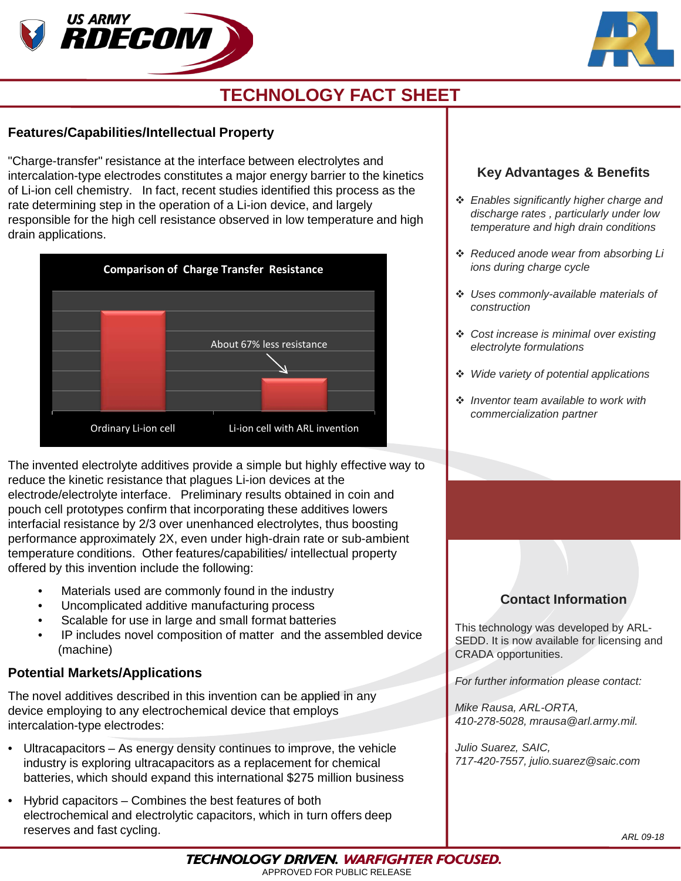TECHNOLOGY FACT SHEET

## Features/Capabilities/Intellectual Property

"Charge-transfer" resistance at the interface between electrolytes and intercalation-type electrodes constitutes a major energy barrier to the kinetics of Li-ion cell chemistry. In fact, recent studies identified this process as the rate determining step in the operation of a Li-ion device, and largely responsible for the high cell resistance observed in low temperature and high drain applications.

Comparison of Charge Transfer Resistance

About 67% less resistance

Ordinary Li-ion cell

Li-ion cell with ARL invention

The invented electrolyte additives provide a simple but highly effective way to reduce the kinetic resistance that plagues Li-ion devices at the electrode/electrolyte interface. Preliminary results obtained in coin and pouch cell prototypes confirm that incorporating these additives lowers interfacial resistance by 2/3 over unenhanced electrolytes, thus boosting performance approximately 2X, even under high-drain rate or sub-ambient temperature conditions. Other features/capabilities/ intellectual property offered by this invention include the following:

- Materials used are commonly found in the industry
- Uncomplicated additive manufacturing process
- Scalable for use in large and small format batteries
- IP includes novel composition of matter and the assembled device (machine)

## Potential Markets/Applications

The novel additives described in this invention can be applied in any device employing to any electrochemical device that employs intercalation-type electrodes:

- Ultracapacitors – As energy density continues to improve, the vehicle industry is exploring ultracapacitors as a replacement for chemical batteries, which should expand this international $275 million business
- Hybrid capacitors – Combines the best features of both electrochemical and electrolytic capacitors, which in turn offers deep reserves and fast cycling.

## Key Advantages & Benefits

- *Enables significantly higher charge and discharge rates , particularly under low temperature and high drain conditions*
- *Reduced anode wear from absorbing Li ions during charge cycle*
- *Uses commonly-available materials of construction*
- *Cost increase is minimal over existing electrolyte formulations*
- *Wide variety of potential applications*
- *Inventor team available to work with commercialization partner*

## Contact Information

This technology was developed by ARL-SEDD. It is now available for licensing and CRADA opportunities.

*For further information please contact:*

*Mike Rausa, ARL-ORTA, 410-278-5028, mrausa@arl.army.mil.*

*Julio Suarez, SAIC, 717-420-7557, julio.suarez@saic.com*

*ARL 09-18*

**TECHNOLOGY DRIVEN. WARFIGHTER FOCUSED.**

APPROVED FOR PUBLIC RELEASE